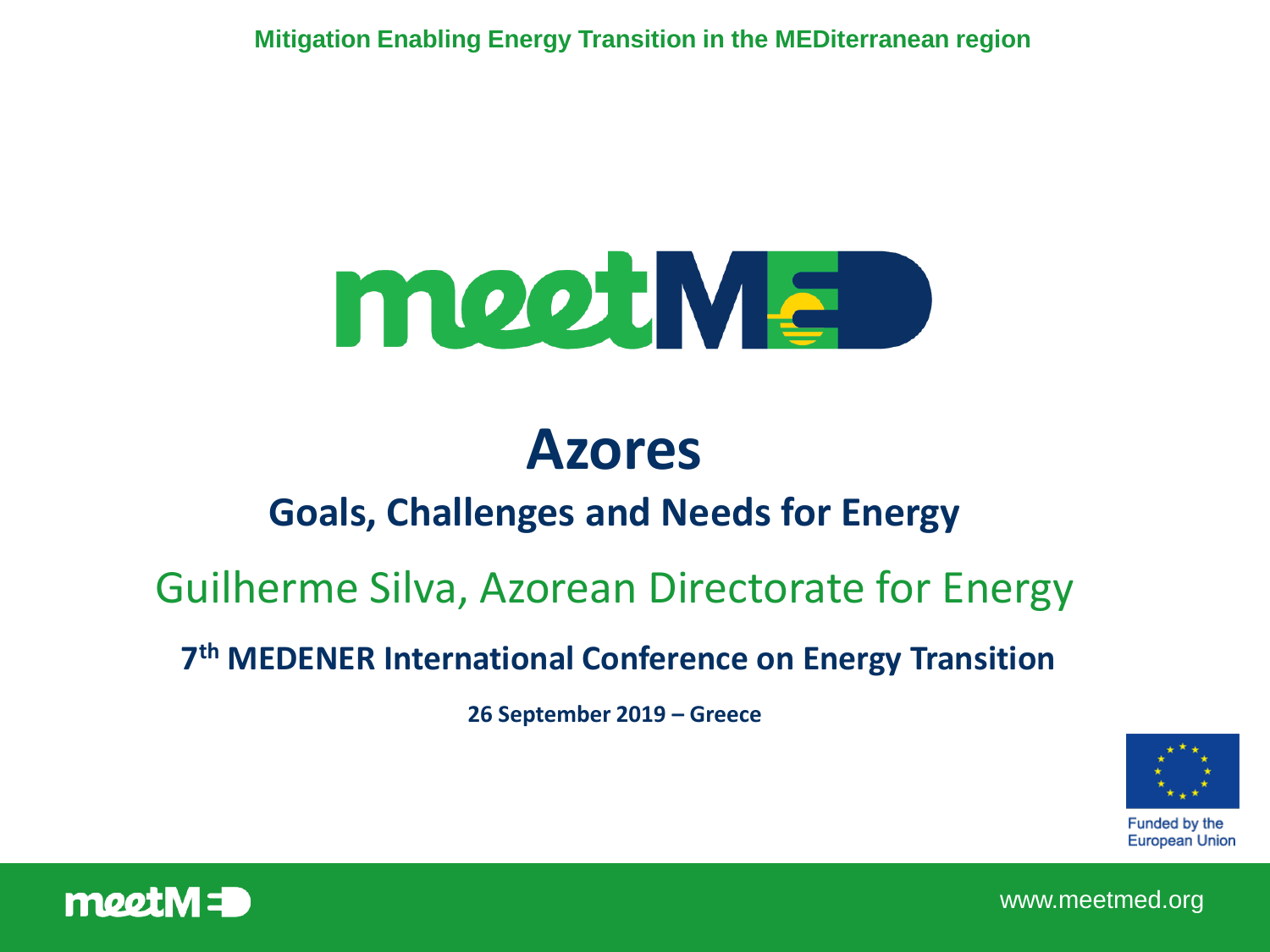Mitigation Enabling Energy Transition in the MEDiterranean region

# Azores

## Goals, Challenges and Needs for Energy

Guilherme Silva, Azorean Directorate for Energy

**7th MEDENER International Conference on Energy Transition**

**26 September 2019 – Greece**

Funded by the European Union

www.meetmed.org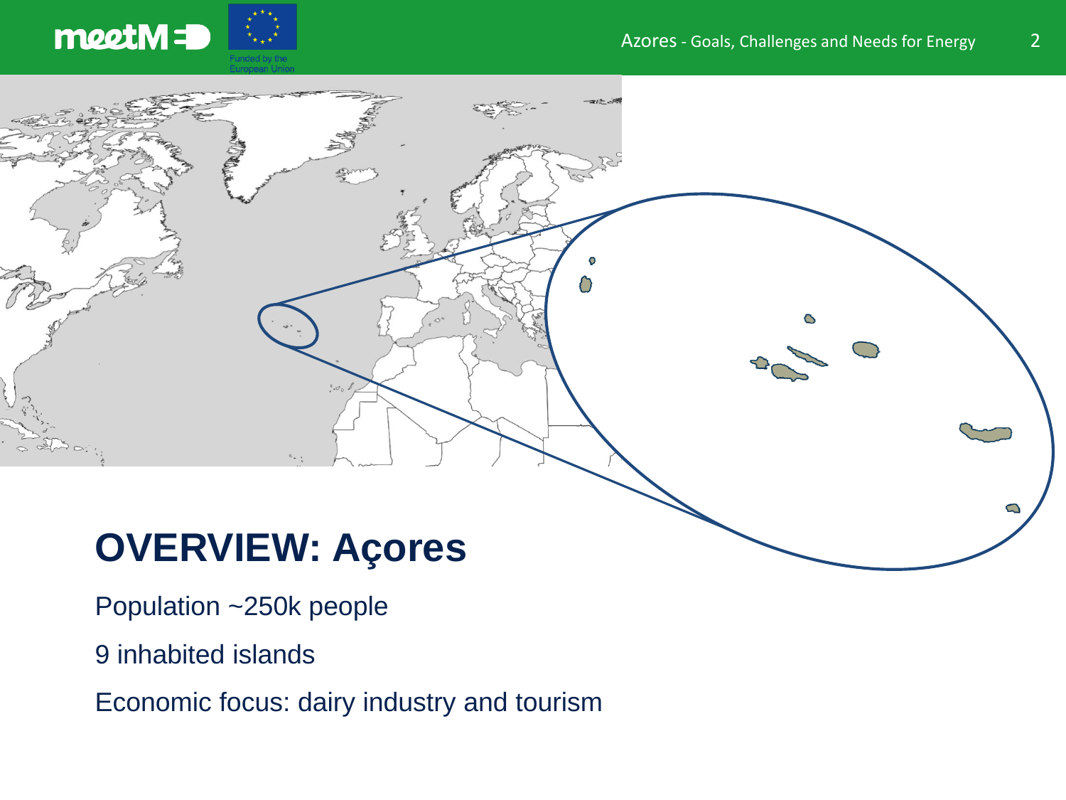# OVERVIEW: Açores

Population ~250k people

9 inhabited islands

Economic focus: dairy industry and tourism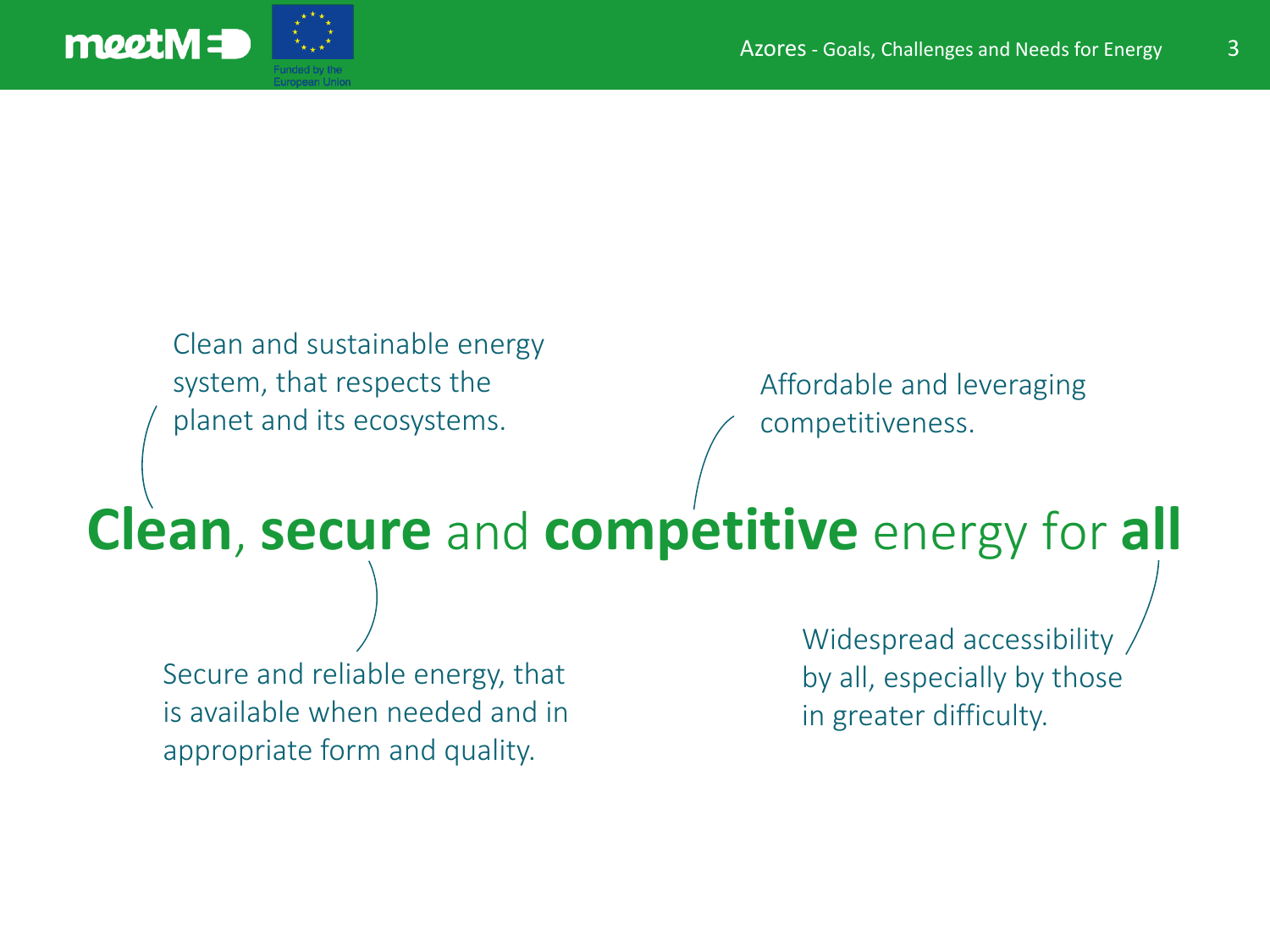# **Clean**, **secure** and **competitive** energy for **all**

Clean and sustainable energy system, that respects the planet and its ecosystems.

Affordable and leveraging competitiveness.

Secure and reliable energy, that is available when needed and in appropriate form and quality.

Widespread accessibility by all, especially by those in greater difficulty.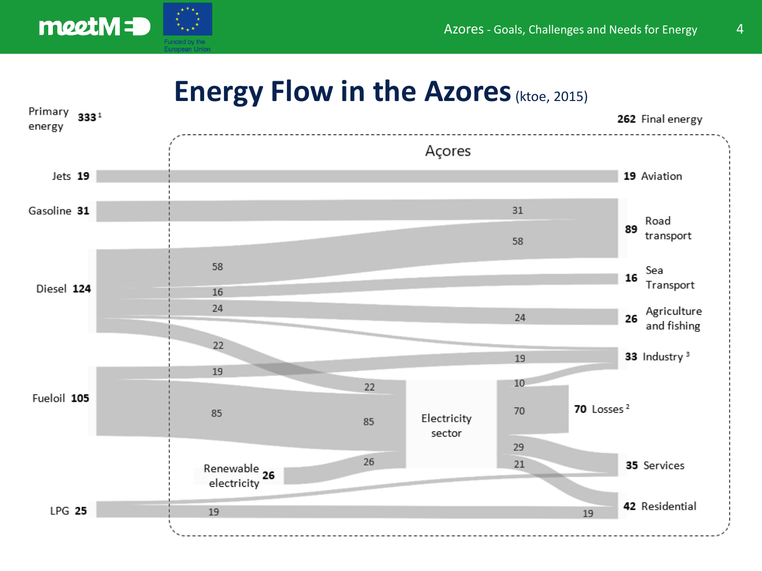# Energy Flow in the Azores (ktoe, 2015)

Primary energy 333[1]

262 Final energy

Açores

Jets 19 — 19 Aviation

Gasoline 31 — 31 — 89 Road transport

Diesel 124 — 58 — 58 (Road transport); 16 — 16 Sea Transport; 24 — 24 — 26 Agriculture and fishing; 22 — 22 (Electricity sector)

Fueloil 105 — 19 — 19 — 33 Industry[3]; 85 — 85 (Electricity sector)

Renewable electricity 26 — 26 (Electricity sector)

Electricity sector — 10 (Industry); 70 — 70 Losses[2]; 29 — 35 Services; 21 — 42 Residential

LPG 25 — 19 — 19 (Residential)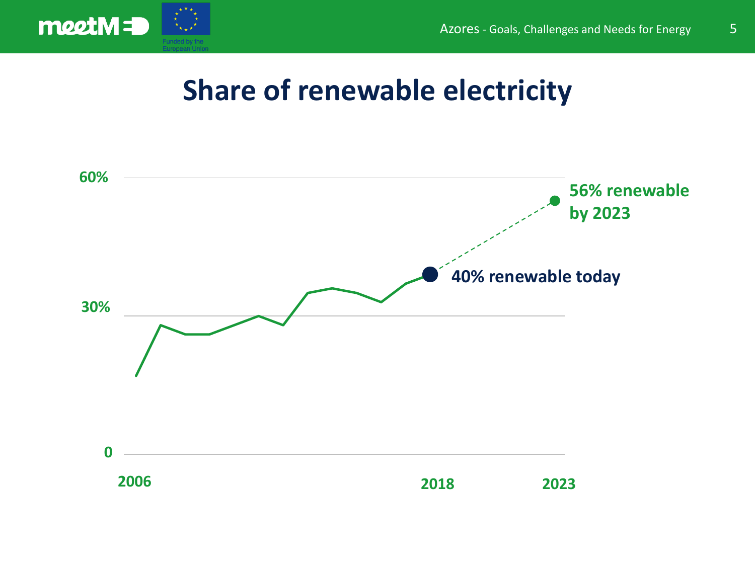# Share of renewable electricity

60%

56% renewable by 2023

40% renewable today

30%

0

2006

2018

2023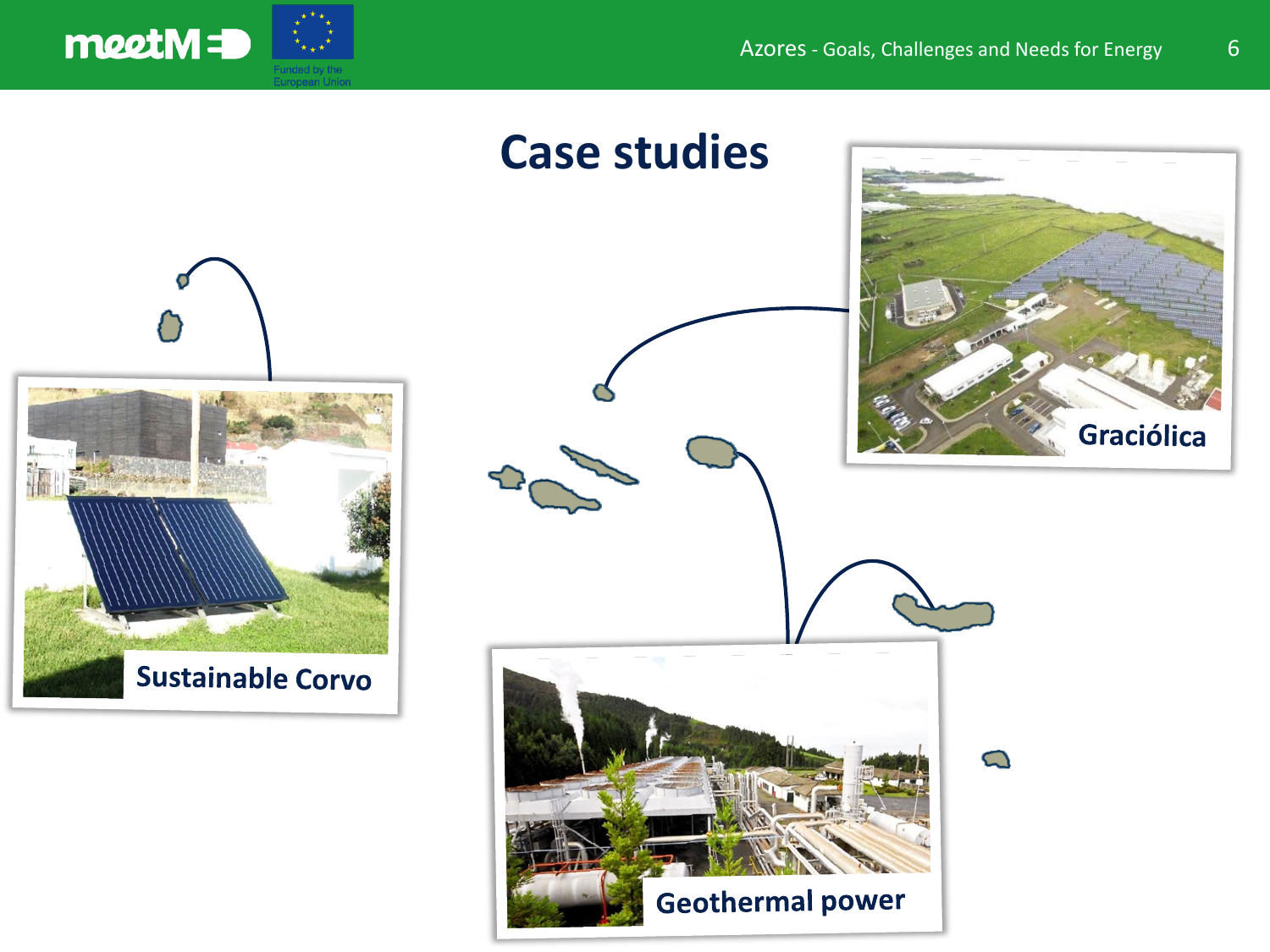# Case studies

Sustainable Corvo

Graciólica

Geothermal power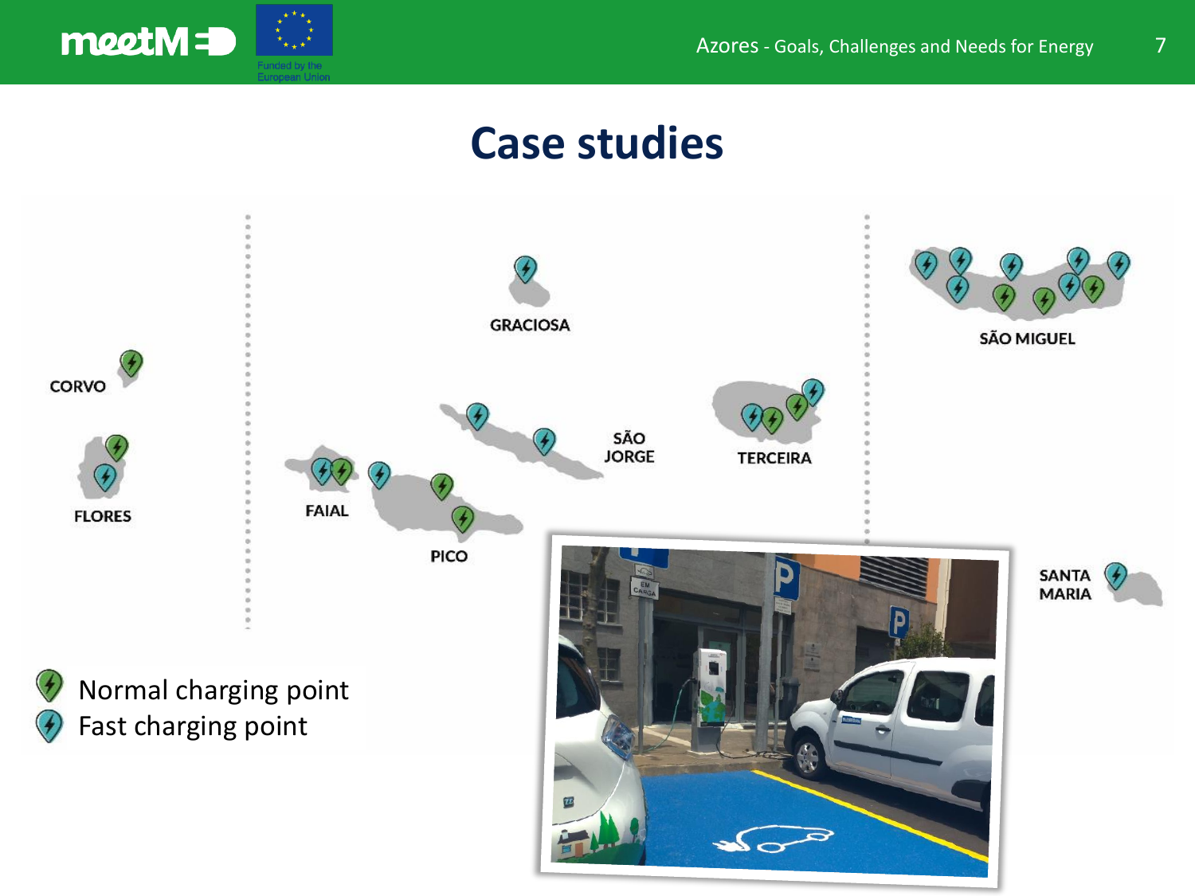# Case studies

CORVO

FLORES

FAIAL

PICO

GRACIOSA

SÃO JORGE

TERCEIRA

SÃO MIGUEL

SANTA MARIA

- Normal charging point
- Fast charging point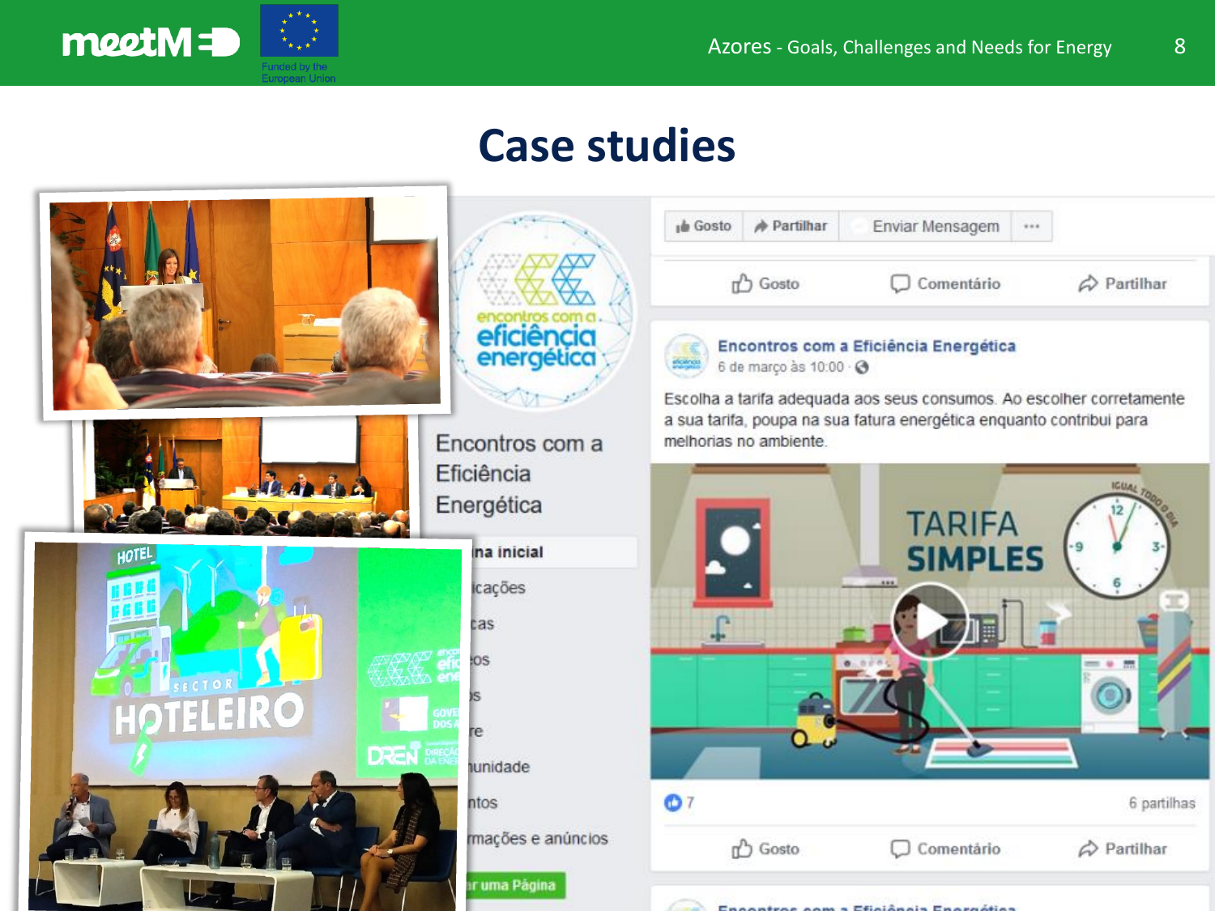# Case studies

Encontros com a Eficiência Energética

Encontros com a Eficiência Energética
6 de março às 10:00

Escolha a tarifa adequada aos seus consumos. Ao escolher corretamente a sua tarifa, poupa na sua fatura energética enquanto contribui para melhorias no ambiente.

TARIFA SIMPLES

7 — 6 partilhas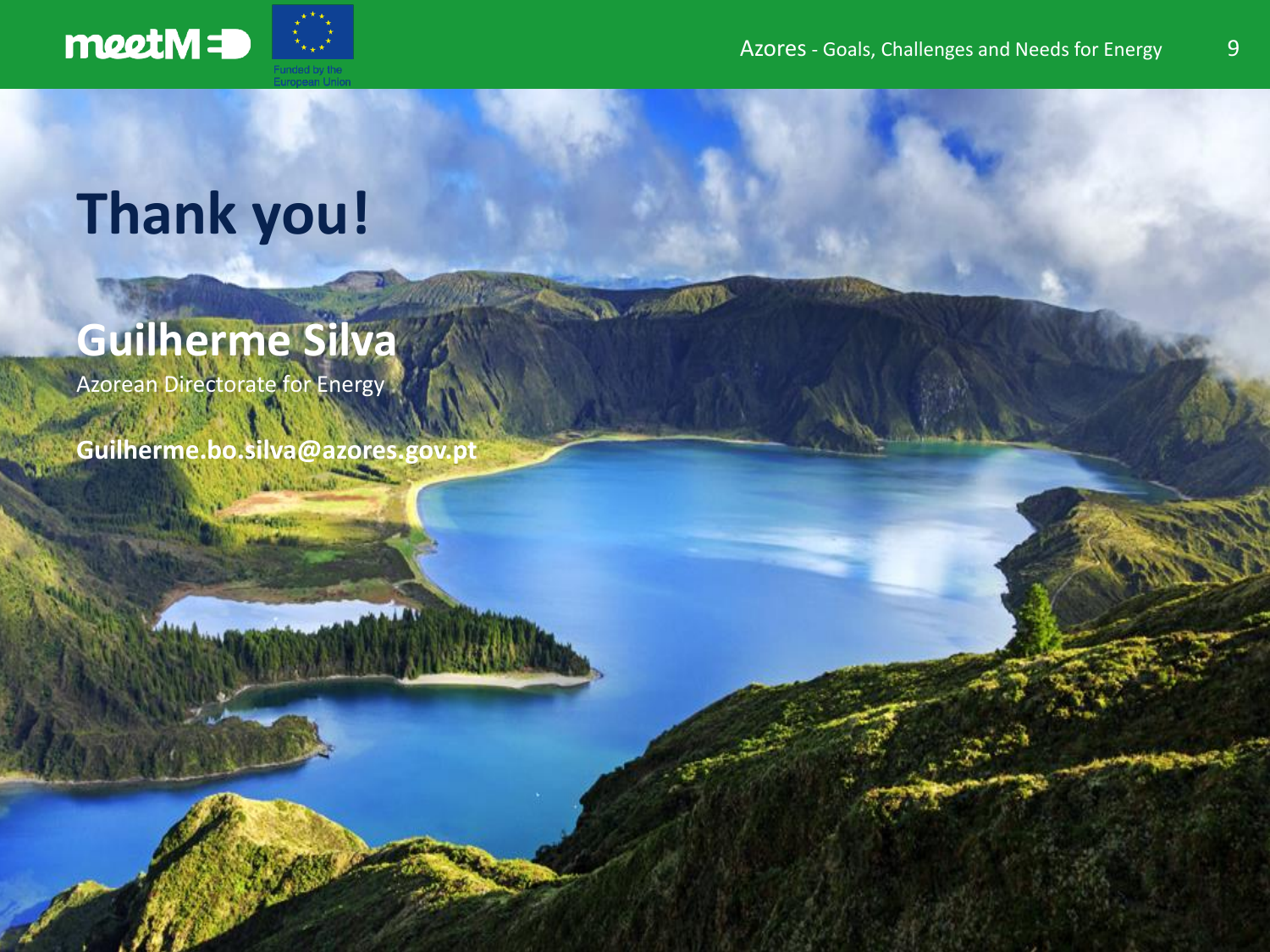# Thank you!

## Guilherme Silva

Azorean Directorate for Energy

**Guilherme.bo.silva@azores.gov.pt**